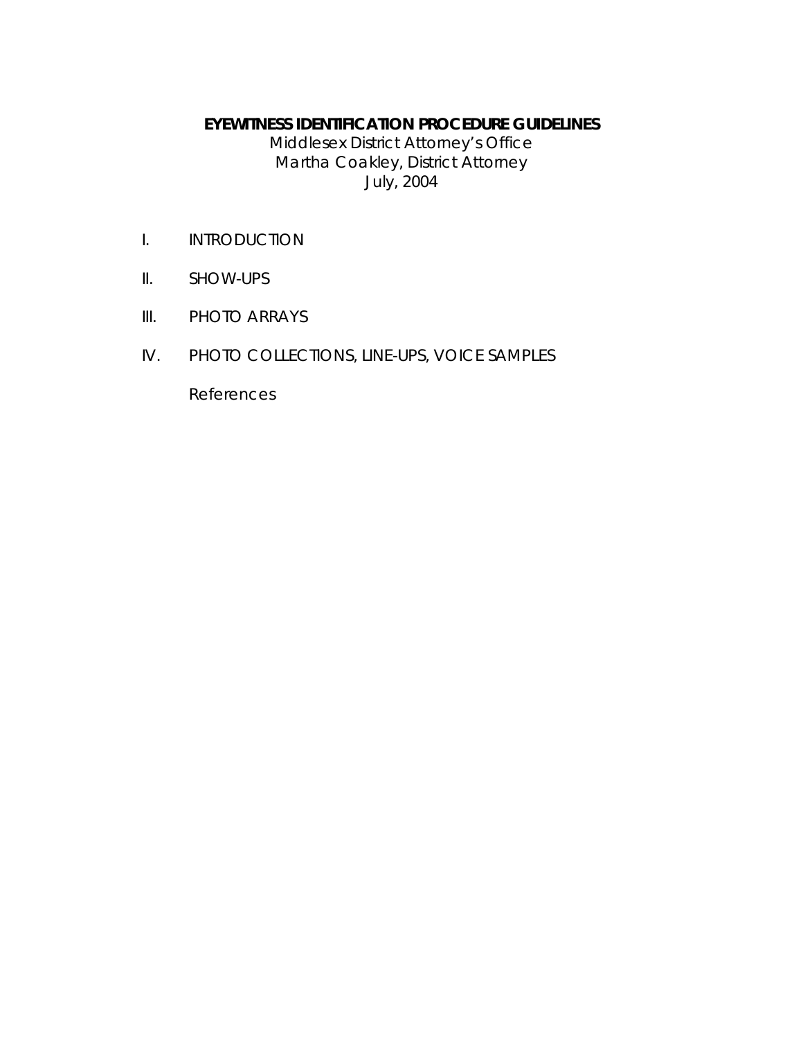# EYEWITNESS IDENTIFICATION PROCEDURE GUIDELINES

Middlesex District Attorney's Office
Martha Coakley, District Attorney
July, 2004

I. INTRODUCTION

II. SHOW-UPS

III. PHOTO ARRAYS

IV. PHOTO COLLECTIONS, LINE-UPS, VOICE SAMPLES

References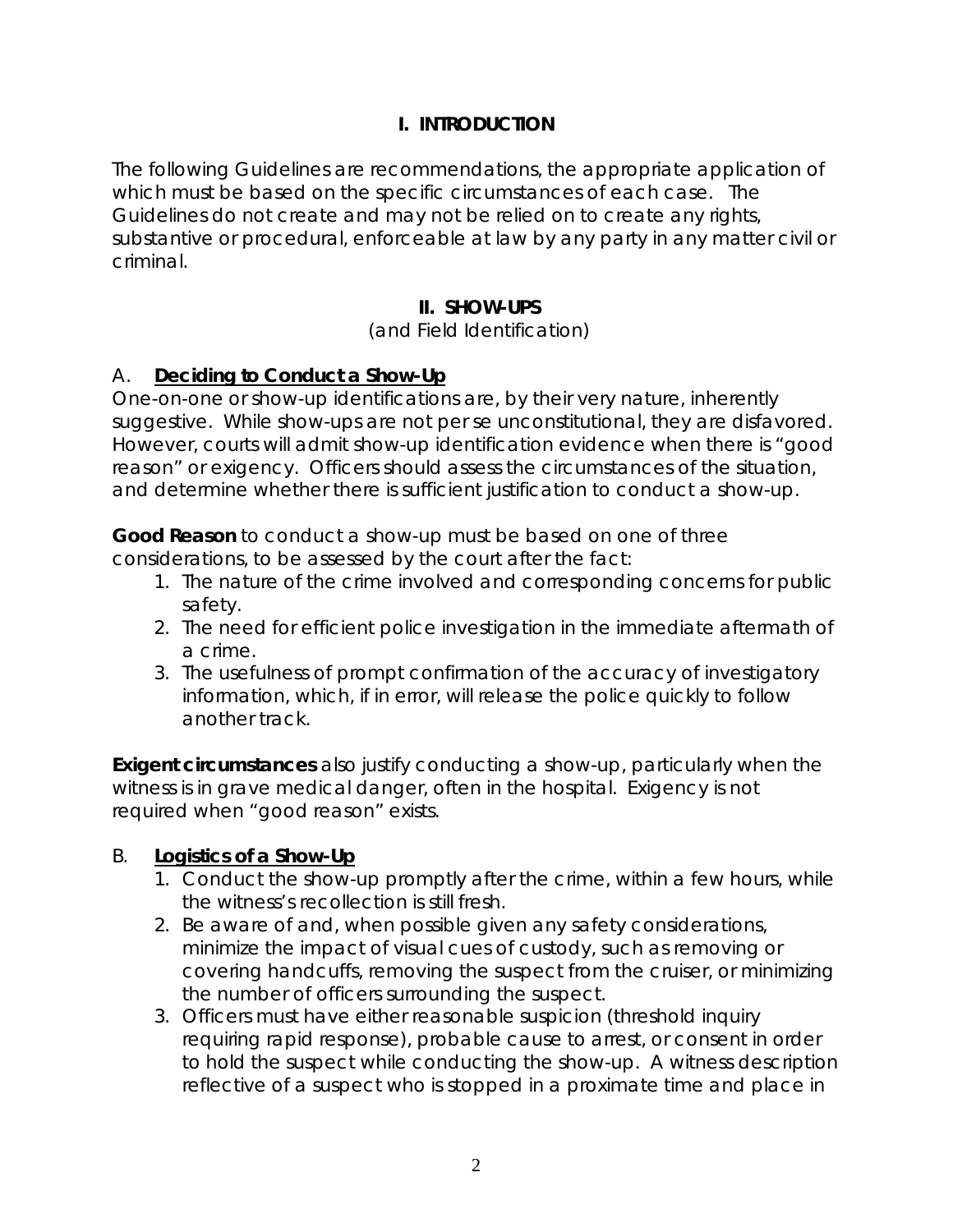## I. INTRODUCTION

The following Guidelines are recommendations, the appropriate application of which must be based on the specific circumstances of each case. The Guidelines do not create and may not be relied on to create any rights, substantive or procedural, enforceable at law by any party in any matter civil or criminal.

## II. SHOW-UPS

(and Field Identification)

### A. Deciding to Conduct a Show-Up

One-on-one or show-up identifications are, by their very nature, inherently suggestive. While show-ups are not per se unconstitutional, they are disfavored. However, courts will admit show-up identification evidence when there is "good reason" or exigency. Officers should assess the circumstances of the situation, and determine whether there is sufficient justification to conduct a show-up.

**Good Reason** to conduct a show-up must be based on one of three considerations, to be assessed by the court after the fact:

1. The nature of the crime involved and corresponding concerns for public safety.
2. The need for efficient police investigation in the immediate aftermath of a crime.
3. The usefulness of prompt confirmation of the accuracy of investigatory information, which, if in error, will release the police quickly to follow another track.

**Exigent circumstances** also justify conducting a show-up, particularly when the witness is in grave medical danger, often in the hospital. Exigency is not required when "good reason" exists.

### B. Logistics of a Show-Up

1. Conduct the show-up promptly after the crime, within a few hours, while the witness's recollection is still fresh.
2. Be aware of and, when possible given any safety considerations, minimize the impact of visual cues of custody, such as removing or covering handcuffs, removing the suspect from the cruiser, or minimizing the number of officers surrounding the suspect.
3. Officers must have either reasonable suspicion (threshold inquiry requiring rapid response), probable cause to arrest, or consent in order to hold the suspect while conducting the show-up. A witness description reflective of a suspect who is stopped in a proximate time and place in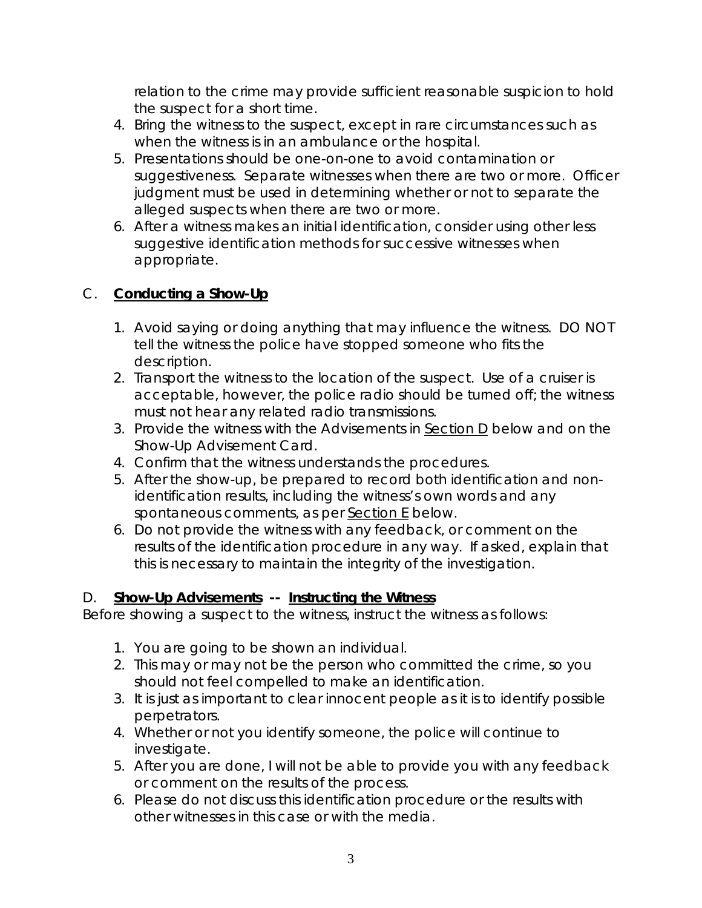relation to the crime may provide sufficient reasonable suspicion to hold the suspect for a short time.

4. Bring the witness to the suspect, except in rare circumstances such as when the witness is in an ambulance or the hospital.
5. Presentations should be one-on-one to avoid contamination or suggestiveness. Separate witnesses when there are two or more. Officer judgment must be used in determining whether or not to separate the alleged suspects when there are two or more.
6. After a witness makes an initial identification, consider using other less suggestive identification methods for successive witnesses when appropriate.

## C. <u>**Conducting a Show-Up**</u>

1. Avoid saying or doing anything that may influence the witness. DO NOT tell the witness the police have stopped someone who fits the description.
2. Transport the witness to the location of the suspect. Use of a cruiser is acceptable, however, the police radio should be turned off; the witness must not hear any related radio transmissions.
3. Provide the witness with the Advisements in <u>Section D</u> below and on the Show-Up Advisement Card.
4. Confirm that the witness understands the procedures.
5. After the show-up, be prepared to record both identification and non-identification results, including the witness's own words and any spontaneous comments, as per <u>Section E</u> below.
6. Do not provide the witness with any feedback, or comment on the results of the identification procedure in any way. If asked, explain that this is necessary to maintain the integrity of the investigation.

## D. <u>**Show-Up Advisements**</u> -- <u>**Instructing the Witness**</u>

Before showing a suspect to the witness, instruct the witness as follows:

1. You are going to be shown an individual.
2. This may or may not be the person who committed the crime, so you should not feel compelled to make an identification.
3. It is just as important to clear innocent people as it is to identify possible perpetrators.
4. Whether or not you identify someone, the police will continue to investigate.
5. After you are done, I will not be able to provide you with any feedback or comment on the results of the process.
6. Please do not discuss this identification procedure or the results with other witnesses in this case or with the media.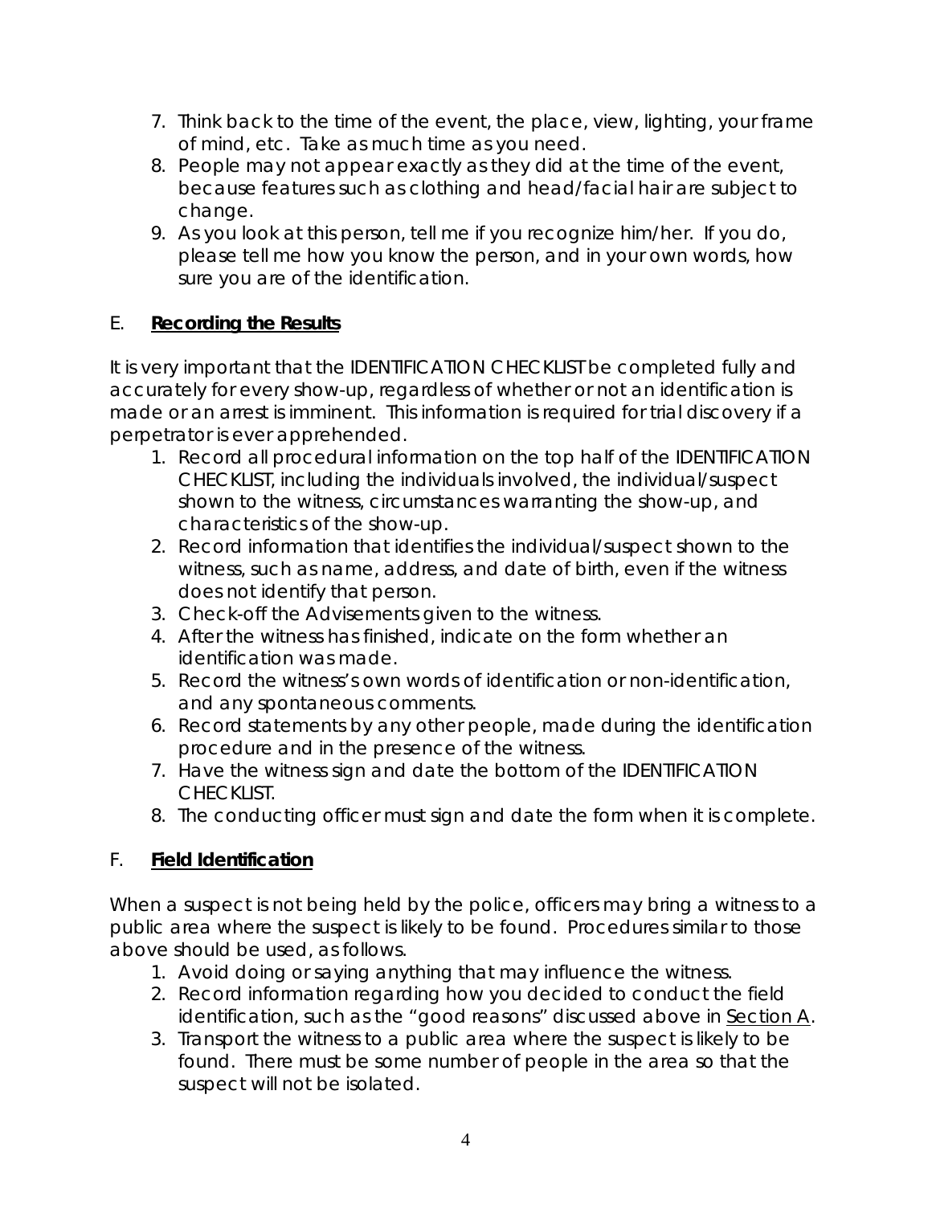7. Think back to the time of the event, the place, view, lighting, your frame of mind, etc. Take as much time as you need.
8. People may not appear exactly as they did at the time of the event, because features such as clothing and head/facial hair are subject to change.
9. As you look at this person, tell me if you recognize him/her. If you do, please tell me how you know the person, and in your own words, how sure you are of the identification.

## E. **Recording the Results**

It is very important that the IDENTIFICATION CHECKLIST be completed fully and accurately for every show-up, regardless of whether or not an identification is made or an arrest is imminent. This information is required for trial discovery if a perpetrator is ever apprehended.

1. Record all procedural information on the top half of the IDENTIFICATION CHECKLIST, including the individuals involved, the individual/suspect shown to the witness, circumstances warranting the show-up, and characteristics of the show-up.
2. Record information that identifies the individual/suspect shown to the witness, such as name, address, and date of birth, even if the witness does not identify that person.
3. Check-off the Advisements given to the witness.
4. After the witness has finished, indicate on the form whether an identification was made.
5. Record the witness's own words of identification or non-identification, and any spontaneous comments.
6. Record statements by any other people, made during the identification procedure and in the presence of the witness.
7. Have the witness sign and date the bottom of the IDENTIFICATION CHECKLIST.
8. The conducting officer must sign and date the form when it is complete.

## F. **Field Identification**

When a suspect is not being held by the police, officers may bring a witness to a public area where the suspect is likely to be found. Procedures similar to those above should be used, as follows.

1. Avoid doing or saying anything that may influence the witness.
2. Record information regarding how you decided to conduct the field identification, such as the "good reasons" discussed above in Section A.
3. Transport the witness to a public area where the suspect is likely to be found. There must be some number of people in the area so that the suspect will not be isolated.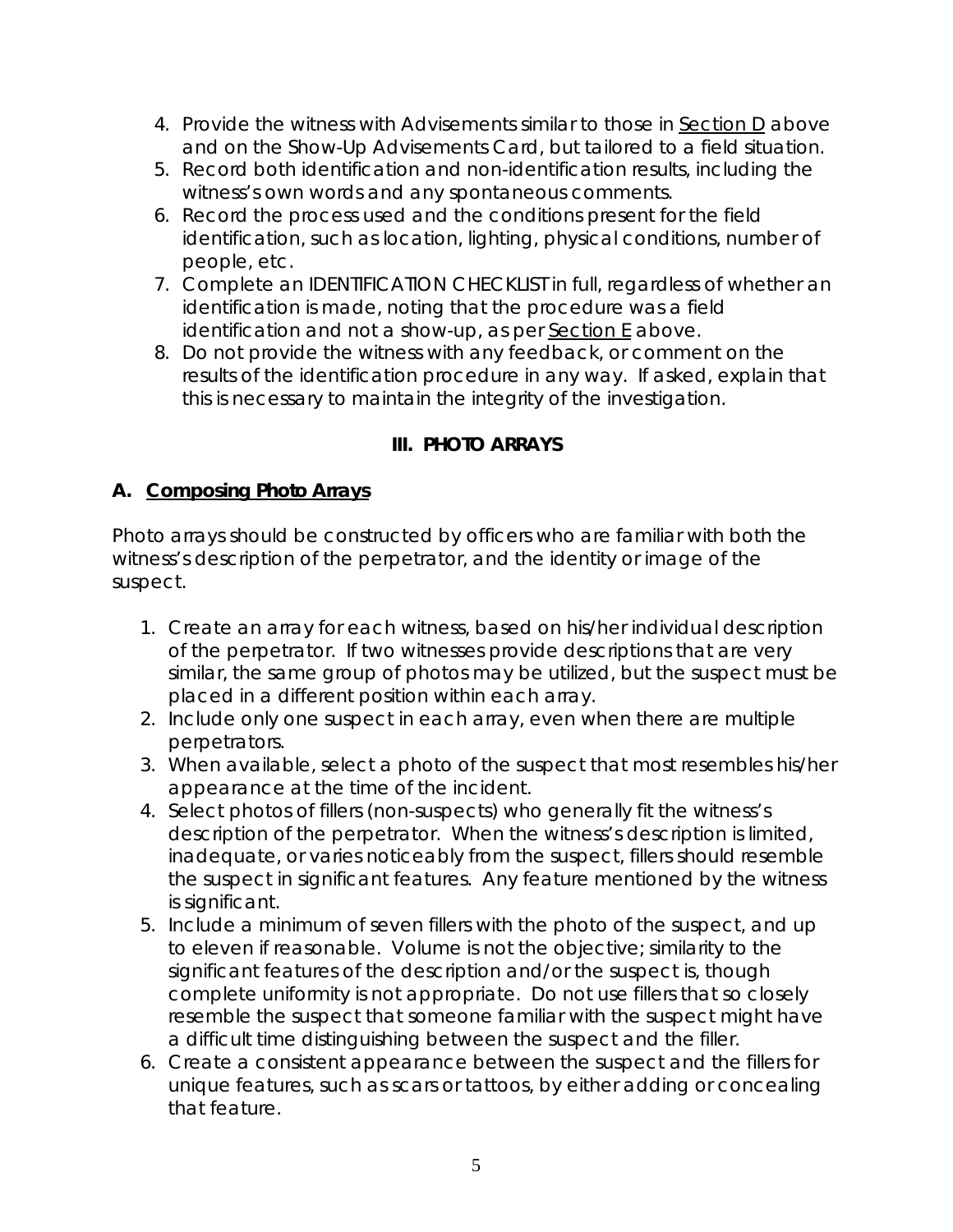4. Provide the witness with Advisements similar to those in <u>Section D</u> above and on the Show-Up Advisements Card, but tailored to a field situation.
5. Record both identification and non-identification results, including the witness's own words and any spontaneous comments.
6. Record the process used and the conditions present for the field identification, such as location, lighting, physical conditions, number of people, etc.
7. Complete an IDENTIFICATION CHECKLIST in full, regardless of whether an identification is made, noting that the procedure was a field identification and not a show-up, as per <u>Section E</u> above.
8. Do not provide the witness with any feedback, or comment on the results of the identification procedure in any way. If asked, explain that this is necessary to maintain the integrity of the investigation.

## III. PHOTO ARRAYS

### A. <u>Composing Photo Arrays</u>

Photo arrays should be constructed by officers who are familiar with both the witness's description of the perpetrator, and the identity or image of the suspect.

1. Create an array for each witness, based on his/her individual description of the perpetrator. If two witnesses provide descriptions that are very similar, the same group of photos may be utilized, but the suspect must be placed in a different position within each array.
2. Include only one suspect in each array, even when there are multiple perpetrators.
3. When available, select a photo of the suspect that most resembles his/her appearance at the time of the incident.
4. Select photos of fillers (non-suspects) who generally fit the witness's description of the perpetrator. When the witness's description is limited, inadequate, or varies noticeably from the suspect, fillers should resemble the suspect in significant features. Any feature mentioned by the witness is significant.
5. Include a minimum of seven fillers with the photo of the suspect, and up to eleven if reasonable. Volume is not the objective; similarity to the significant features of the description and/or the suspect is, though complete uniformity is not appropriate. Do not use fillers that so closely resemble the suspect that someone familiar with the suspect might have a difficult time distinguishing between the suspect and the filler.
6. Create a consistent appearance between the suspect and the fillers for unique features, such as scars or tattoos, by either adding or concealing that feature.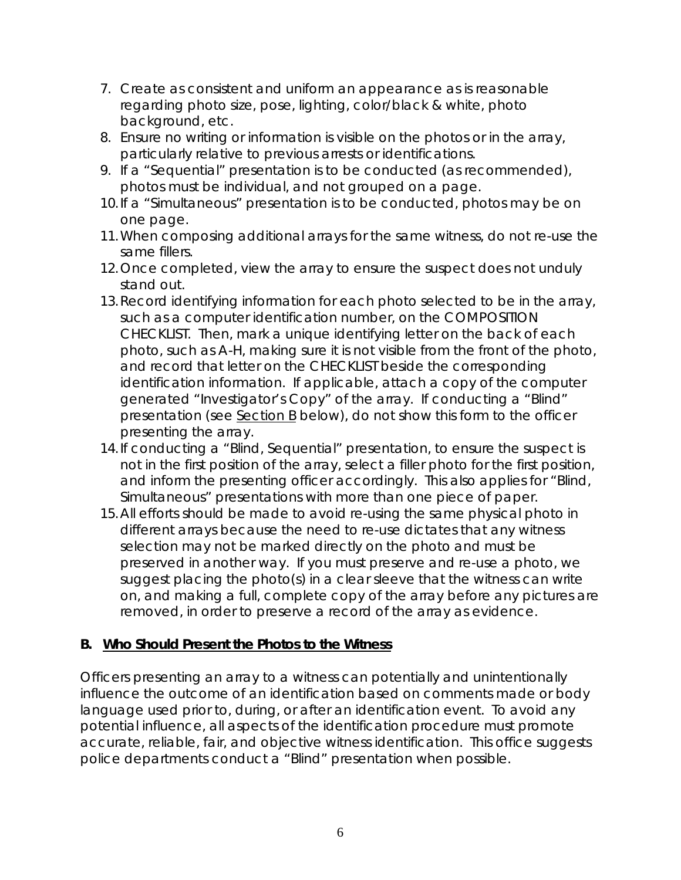7. Create as consistent and uniform an appearance as is reasonable regarding photo size, pose, lighting, color/black & white, photo background, etc.
8. Ensure no writing or information is visible on the photos or in the array, particularly relative to previous arrests or identifications.
9. If a "Sequential" presentation is to be conducted (as recommended), photos must be individual, and not grouped on a page.
10. If a "Simultaneous" presentation is to be conducted, photos may be on one page.
11. When composing additional arrays for the same witness, do not re-use the same fillers.
12. Once completed, view the array to ensure the suspect does not unduly stand out.
13. Record identifying information for each photo selected to be in the array, such as a computer identification number, on the COMPOSITION CHECKLIST. Then, mark a unique identifying letter on the back of each photo, such as A-H, making sure it is not visible from the front of the photo, and record that letter on the CHECKLIST beside the corresponding identification information. If applicable, attach a copy of the computer generated "Investigator's Copy" of the array. If conducting a "Blind" presentation (see <u>Section B</u> below), do not show this form to the officer presenting the array.
14. If conducting a "Blind, Sequential" presentation, to ensure the suspect is not in the first position of the array, select a filler photo for the first position, and inform the presenting officer accordingly. This also applies for "Blind, Simultaneous" presentations with more than one piece of paper.
15. All efforts should be made to avoid re-using the same physical photo in different arrays because the need to re-use dictates that any witness selection may not be marked directly on the photo and must be preserved in another way. If you must preserve and re-use a photo, we suggest placing the photo(s) in a clear sleeve that the witness can write on, and making a full, complete copy of the array before any pictures are removed, in order to preserve a record of the array as evidence.

**B. <u>Who Should Present the Photos to the Witness</u>**

Officers presenting an array to a witness can potentially and unintentionally influence the outcome of an identification based on comments made or body language used prior to, during, or after an identification event. To avoid any potential influence, all aspects of the identification procedure must promote accurate, reliable, fair, and objective witness identification. This office suggests police departments conduct a "Blind" presentation when possible.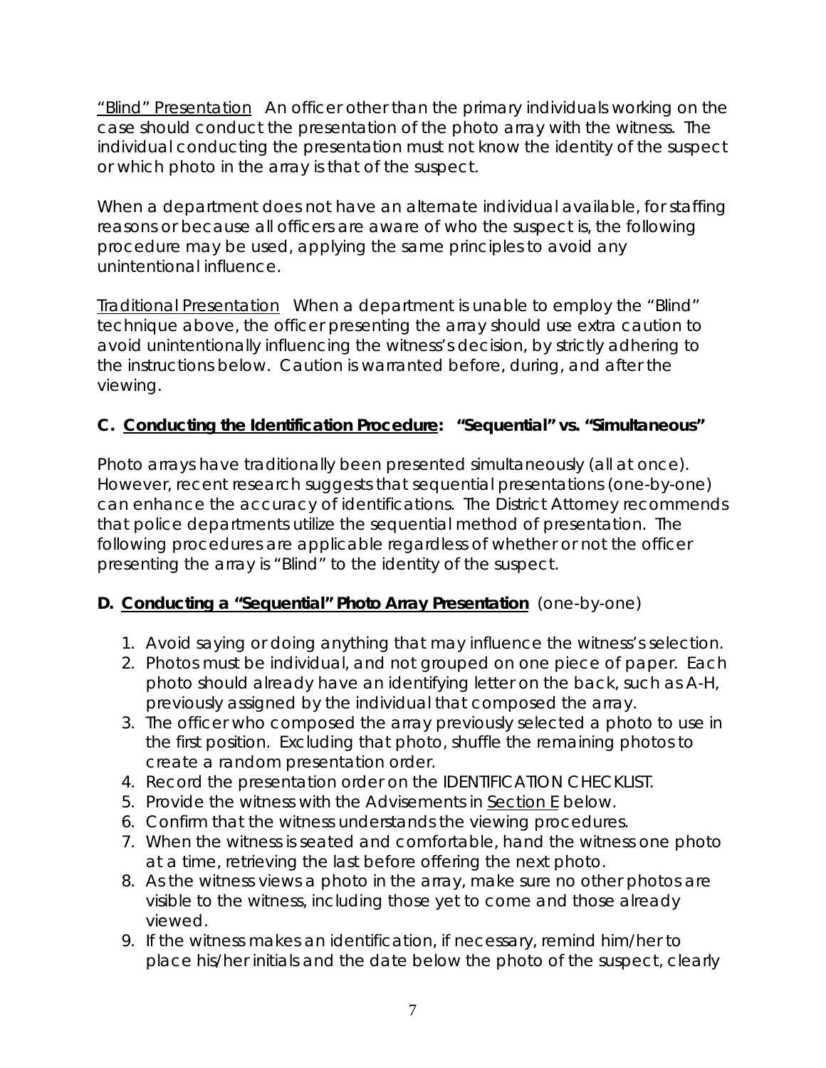"Blind" Presentation An officer other than the primary individuals working on the case should conduct the presentation of the photo array with the witness. The individual conducting the presentation must not know the identity of the suspect or which photo in the array is that of the suspect.

When a department does not have an alternate individual available, for staffing reasons or because all officers are aware of who the suspect is, the following procedure may be used, applying the same principles to avoid any unintentional influence.

Traditional Presentation When a department is unable to employ the "Blind" technique above, the officer presenting the array should use extra caution to avoid unintentionally influencing the witness's decision, by strictly adhering to the instructions below. Caution is warranted before, during, and after the viewing.

### C. Conducting the Identification Procedure: "Sequential" vs. "Simultaneous"

Photo arrays have traditionally been presented simultaneously (all at once). However, recent research suggests that sequential presentations (one-by-one) can enhance the accuracy of identifications. The District Attorney recommends that police departments utilize the sequential method of presentation. The following procedures are applicable regardless of whether or not the officer presenting the array is "Blind" to the identity of the suspect.

### D. Conducting a "Sequential" Photo Array Presentation (one-by-one)

1. Avoid saying or doing anything that may influence the witness's selection.
2. Photos must be individual, and not grouped on one piece of paper. Each photo should already have an identifying letter on the back, such as A-H, previously assigned by the individual that composed the array.
3. The officer who composed the array previously selected a photo to use in the first position. Excluding that photo, shuffle the remaining photos to create a random presentation order.
4. Record the presentation order on the IDENTIFICATION CHECKLIST.
5. Provide the witness with the Advisements in Section E below.
6. Confirm that the witness understands the viewing procedures.
7. When the witness is seated and comfortable, hand the witness one photo at a time, retrieving the last before offering the next photo.
8. As the witness views a photo in the array, make sure no other photos are visible to the witness, including those yet to come and those already viewed.
9. If the witness makes an identification, if necessary, remind him/her to place his/her initials and the date below the photo of the suspect, clearly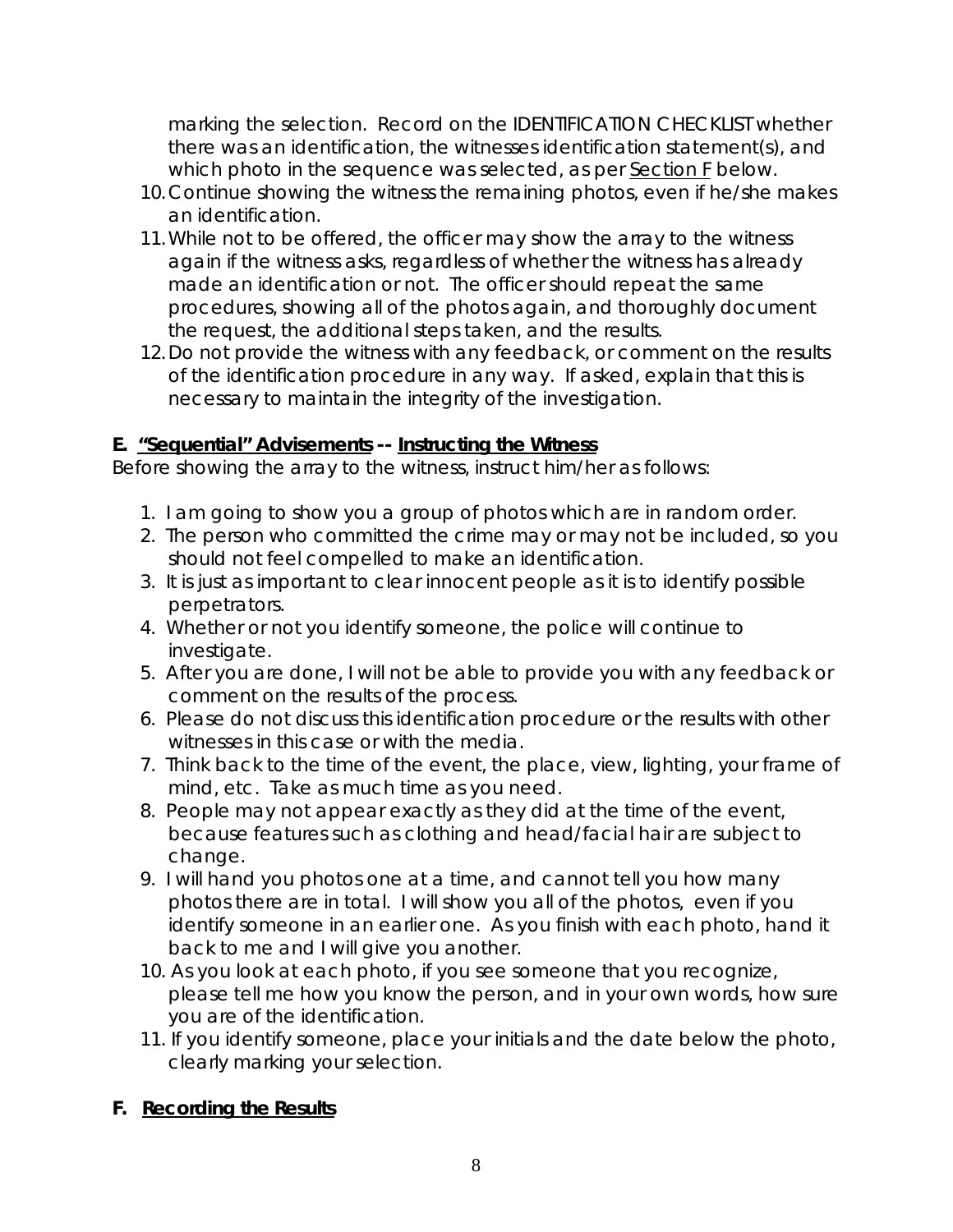marking the selection. Record on the IDENTIFICATION CHECKLIST whether there was an identification, the witnesses identification statement(s), and which photo in the sequence was selected, as per Section F below.

10. Continue showing the witness the remaining photos, even if he/she makes an identification.
11. While not to be offered, the officer may show the array to the witness again if the witness asks, regardless of whether the witness has already made an identification or not. The officer should repeat the same procedures, showing all of the photos again, and thoroughly document the request, the additional steps taken, and the results.
12. Do not provide the witness with any feedback, or comment on the results of the identification procedure in any way. If asked, explain that this is necessary to maintain the integrity of the investigation.

**E. "Sequential" Advisements -- Instructing the Witness**

Before showing the array to the witness, instruct him/her as follows:

1. I am going to show you a group of photos which are in random order.
2. The person who committed the crime may or may not be included, so you should not feel compelled to make an identification.
3. It is just as important to clear innocent people as it is to identify possible perpetrators.
4. Whether or not you identify someone, the police will continue to investigate.
5. After you are done, I will not be able to provide you with any feedback or comment on the results of the process.
6. Please do not discuss this identification procedure or the results with other witnesses in this case or with the media.
7. Think back to the time of the event, the place, view, lighting, your frame of mind, etc. Take as much time as you need.
8. People may not appear exactly as they did at the time of the event, because features such as clothing and head/facial hair are subject to change.
9. I will hand you photos one at a time, and cannot tell you how many photos there are in total. I will show you all of the photos, even if you identify someone in an earlier one. As you finish with each photo, hand it back to me and I will give you another.
10. As you look at each photo, if you see someone that you recognize, please tell me how you know the person, and in your own words, how sure you are of the identification.
11. If you identify someone, place your initials and the date below the photo, clearly marking your selection.

**F. Recording the Results**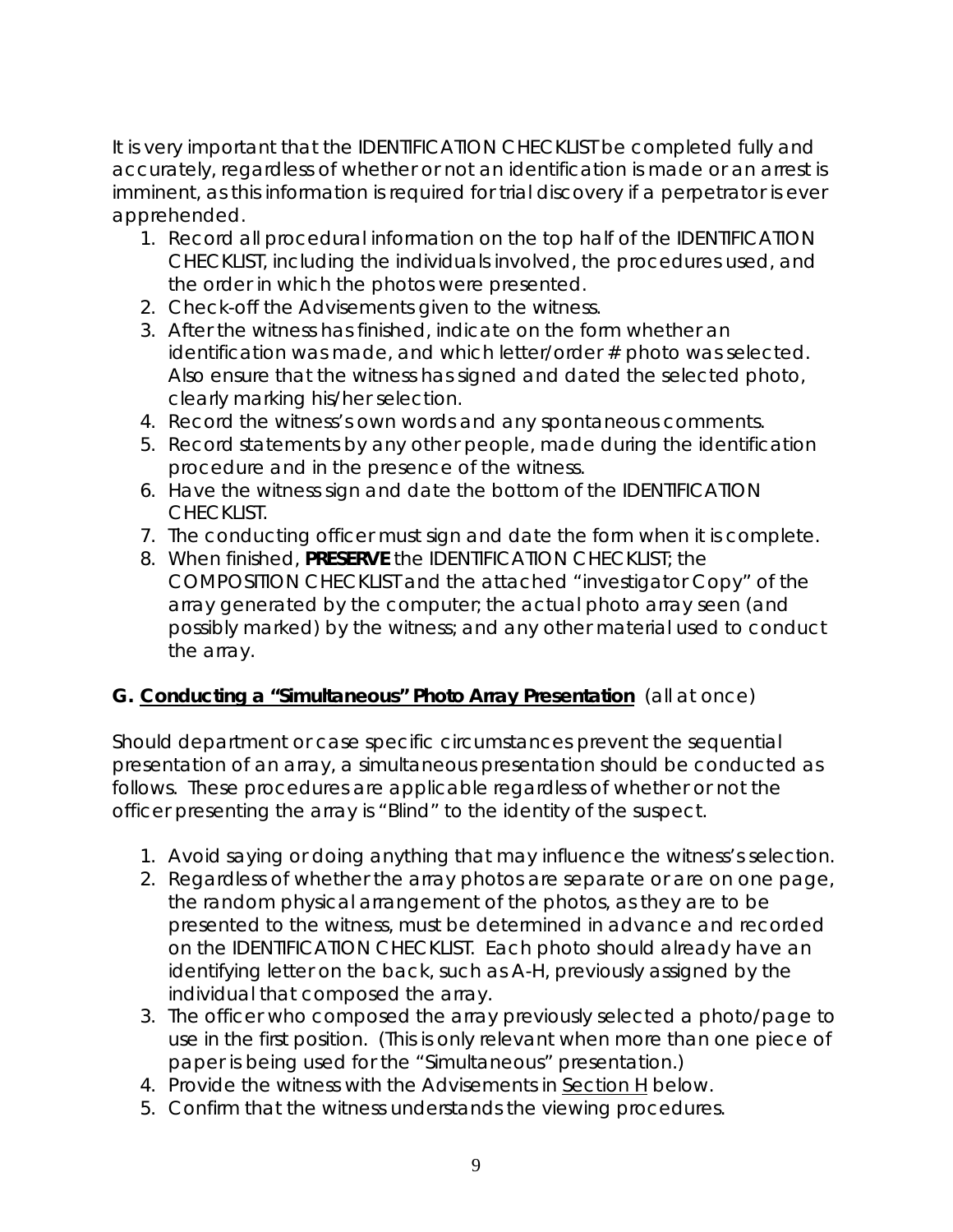It is very important that the IDENTIFICATION CHECKLIST be completed fully and accurately, regardless of whether or not an identification is made or an arrest is imminent, as this information is required for trial discovery if a perpetrator is ever apprehended.

1. Record all procedural information on the top half of the IDENTIFICATION CHECKLIST, including the individuals involved, the procedures used, and the order in which the photos were presented.
2. Check-off the Advisements given to the witness.
3. After the witness has finished, indicate on the form whether an identification was made, and which letter/order # photo was selected. Also ensure that the witness has signed and dated the selected photo, clearly marking his/her selection.
4. Record the witness's own words and any spontaneous comments.
5. Record statements by any other people, made during the identification procedure and in the presence of the witness.
6. Have the witness sign and date the bottom of the IDENTIFICATION CHECKLIST.
7. The conducting officer must sign and date the form when it is complete.
8. When finished, **PRESERVE** the IDENTIFICATION CHECKLIST; the COMPOSITION CHECKLIST and the attached "investigator Copy" of the array generated by the computer; the actual photo array seen (and possibly marked) by the witness; and any other material used to conduct the array.

## G. <u>Conducting a "Simultaneous" Photo Array Presentation</u> (all at once)

Should department or case specific circumstances prevent the sequential presentation of an array, a simultaneous presentation should be conducted as follows. These procedures are applicable regardless of whether or not the officer presenting the array is "Blind" to the identity of the suspect.

1. Avoid saying or doing anything that may influence the witness's selection.
2. Regardless of whether the array photos are separate or are on one page, the random physical arrangement of the photos, as they are to be presented to the witness, must be determined in advance and recorded on the IDENTIFICATION CHECKLIST. Each photo should already have an identifying letter on the back, such as A-H, previously assigned by the individual that composed the array.
3. The officer who composed the array previously selected a photo/page to use in the first position. (This is only relevant when more than one piece of paper is being used for the "Simultaneous" presentation.)
4. Provide the witness with the Advisements in <u>Section H</u> below.
5. Confirm that the witness understands the viewing procedures.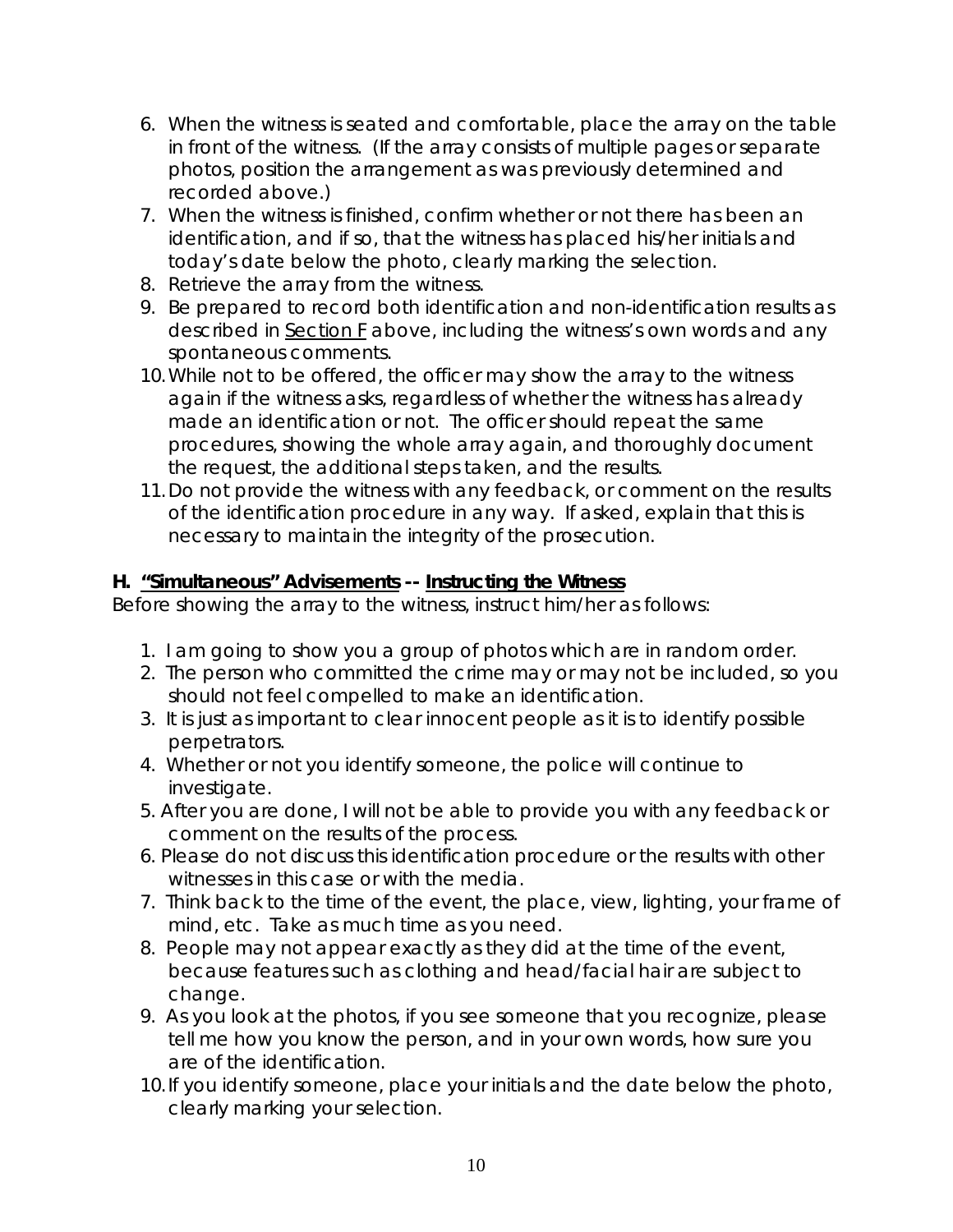6. When the witness is seated and comfortable, place the array on the table in front of the witness. (If the array consists of multiple pages or separate photos, position the arrangement as was previously determined and recorded above.)
7. When the witness is finished, confirm whether or not there has been an identification, and if so, that the witness has placed his/her initials and today's date below the photo, clearly marking the selection.
8. Retrieve the array from the witness.
9. Be prepared to record both identification and non-identification results as described in <u>Section F</u> above, including the witness's own words and any spontaneous comments.
10. While not to be offered, the officer may show the array to the witness again if the witness asks, regardless of whether the witness has already made an identification or not. The officer should repeat the same procedures, showing the whole array again, and thoroughly document the request, the additional steps taken, and the results.
11. Do not provide the witness with any feedback, or comment on the results of the identification procedure in any way. If asked, explain that this is necessary to maintain the integrity of the prosecution.

### H. <u>"Simultaneous" Advisements</u> -- <u>Instructing the Witness</u>

Before showing the array to the witness, instruct him/her as follows:

1. I am going to show you a group of photos which are in random order.
2. The person who committed the crime may or may not be included, so you should not feel compelled to make an identification.
3. It is just as important to clear innocent people as it is to identify possible perpetrators.
4. Whether or not you identify someone, the police will continue to investigate.
5. After you are done, I will not be able to provide you with any feedback or comment on the results of the process.
6. Please do not discuss this identification procedure or the results with other witnesses in this case or with the media.
7. Think back to the time of the event, the place, view, lighting, your frame of mind, etc. Take as much time as you need.
8. People may not appear exactly as they did at the time of the event, because features such as clothing and head/facial hair are subject to change.
9. As you look at the photos, if you see someone that you recognize, please tell me how you know the person, and in your own words, how sure you are of the identification.
10. If you identify someone, place your initials and the date below the photo, clearly marking your selection.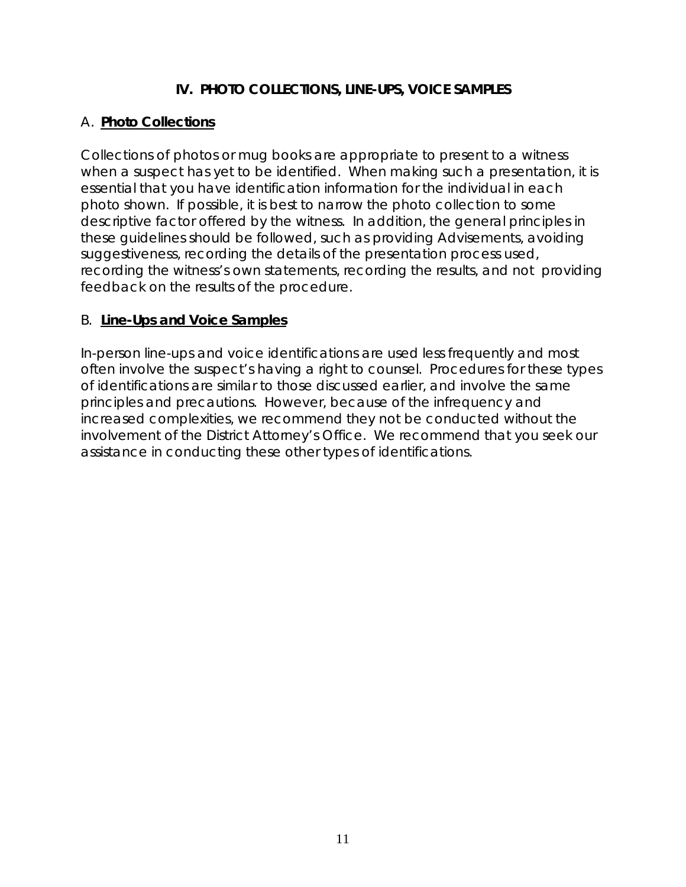## IV. PHOTO COLLECTIONS, LINE-UPS, VOICE SAMPLES

### A. **Photo Collections**

Collections of photos or mug books are appropriate to present to a witness when a suspect has yet to be identified. When making such a presentation, it is essential that you have identification information for the individual in each photo shown. If possible, it is best to narrow the photo collection to some descriptive factor offered by the witness. In addition, the general principles in these guidelines should be followed, such as providing Advisements, avoiding suggestiveness, recording the details of the presentation process used, recording the witness's own statements, recording the results, and not providing feedback on the results of the procedure.

### B. **Line-Ups and Voice Samples**

In-person line-ups and voice identifications are used less frequently and most often involve the suspect's having a right to counsel. Procedures for these types of identifications are similar to those discussed earlier, and involve the same principles and precautions. However, because of the infrequency and increased complexities, we recommend they not be conducted without the involvement of the District Attorney's Office. We recommend that you seek our assistance in conducting these other types of identifications.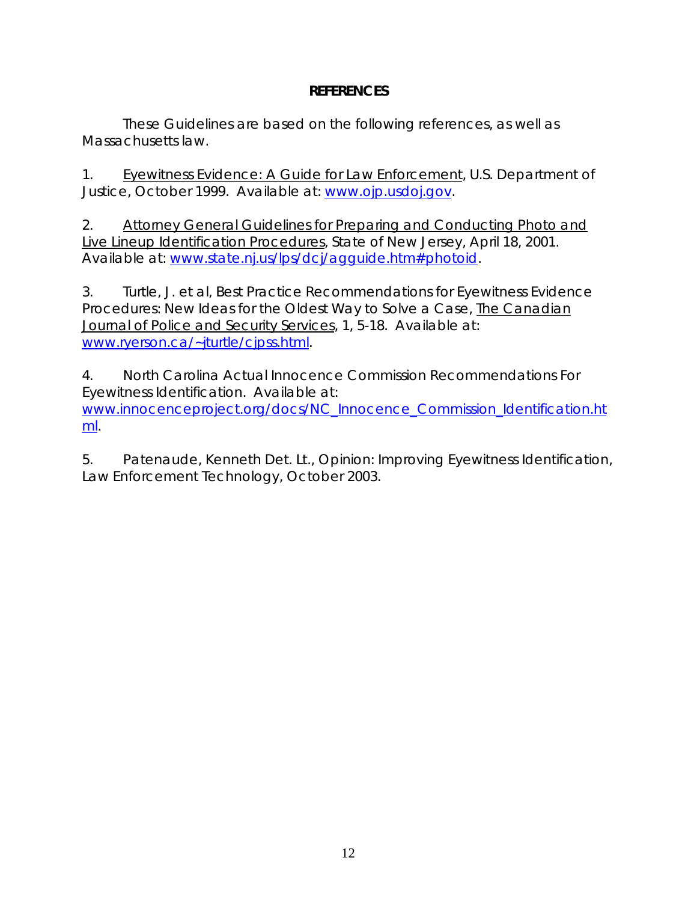## REFERENCES

These Guidelines are based on the following references, as well as Massachusetts law.

1. Eyewitness Evidence: A Guide for Law Enforcement, U.S. Department of Justice, October 1999. Available at: www.ojp.usdoj.gov.

2. Attorney General Guidelines for Preparing and Conducting Photo and Live Lineup Identification Procedures, State of New Jersey, April 18, 2001. Available at: www.state.nj.us/lps/dcj/agguide.htm#photoid.

3. Turtle, J. et al, Best Practice Recommendations for Eyewitness Evidence Procedures: New Ideas for the Oldest Way to Solve a Case, The Canadian Journal of Police and Security Services, 1, 5-18. Available at: www.ryerson.ca/~jturtle/cjpss.html.

4. North Carolina Actual Innocence Commission Recommendations For Eyewitness Identification. Available at: www.innocenceproject.org/docs/NC_Innocence_Commission_Identification.html.

5. Patenaude, Kenneth Det. Lt., Opinion: Improving Eyewitness Identification, Law Enforcement Technology, October 2003.